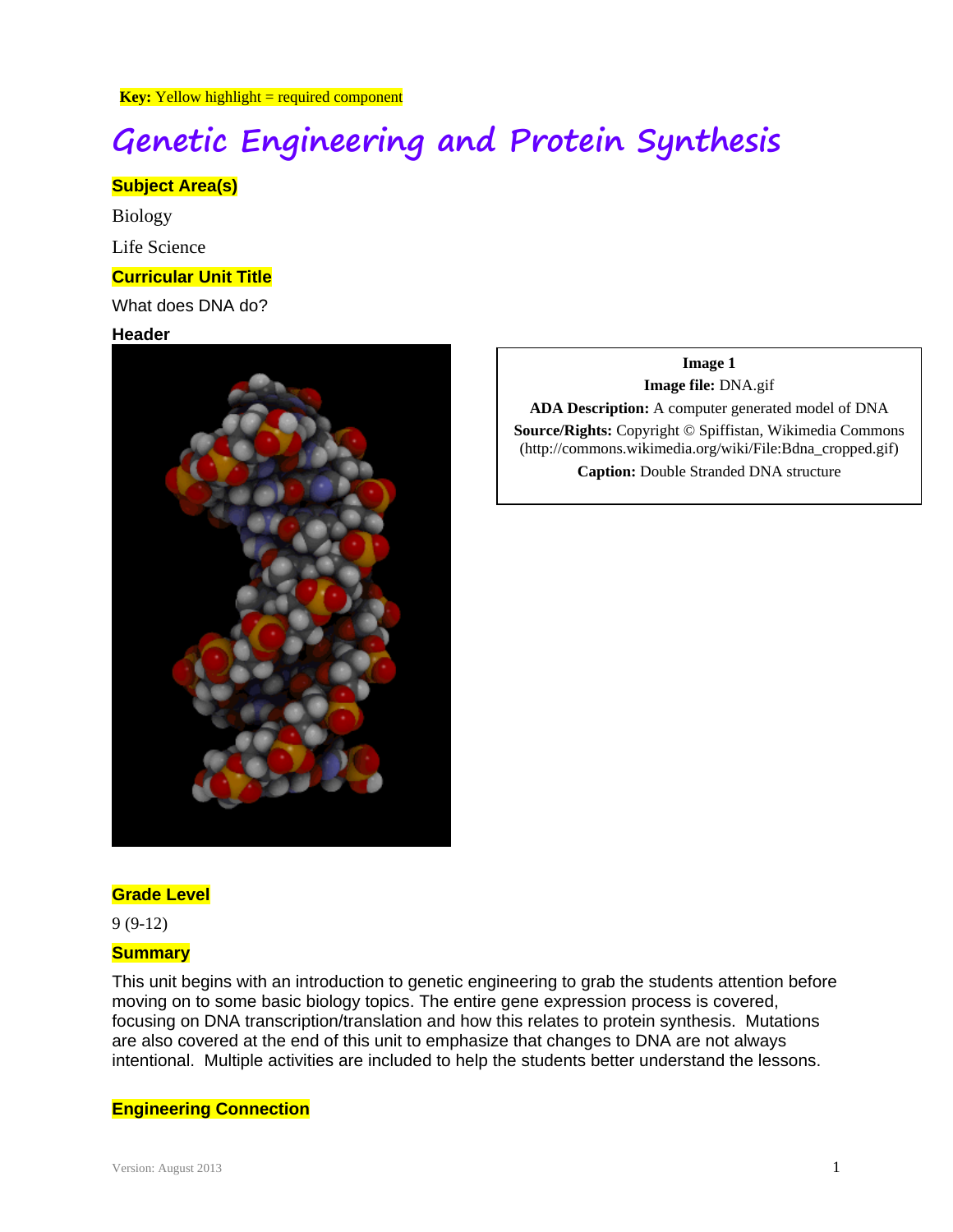**Key:** Yellow highlight = required component

# Genetic Engineering and Protein Synthesis

## Subject Area(s)

Biology

Life Science

## Curricular Unit Title

What does DNA do?

## Header

**Image 1**

**Image file:** DNA.gif

**ADA Description:** A computer generated model of DNA

**Source/Rights:** Copyright © Spiffistan, Wikimedia Commons (http://commons.wikimedia.org/wiki/File:Bdna_cropped.gif)

**Caption:** Double Stranded DNA structure

## Grade Level

9 (9-12)

## Summary

This unit begins with an introduction to genetic engineering to grab the students attention before moving on to some basic biology topics. The entire gene expression process is covered, focusing on DNA transcription/translation and how this relates to protein synthesis. Mutations are also covered at the end of this unit to emphasize that changes to DNA are not always intentional. Multiple activities are included to help the students better understand the lessons.

## Engineering Connection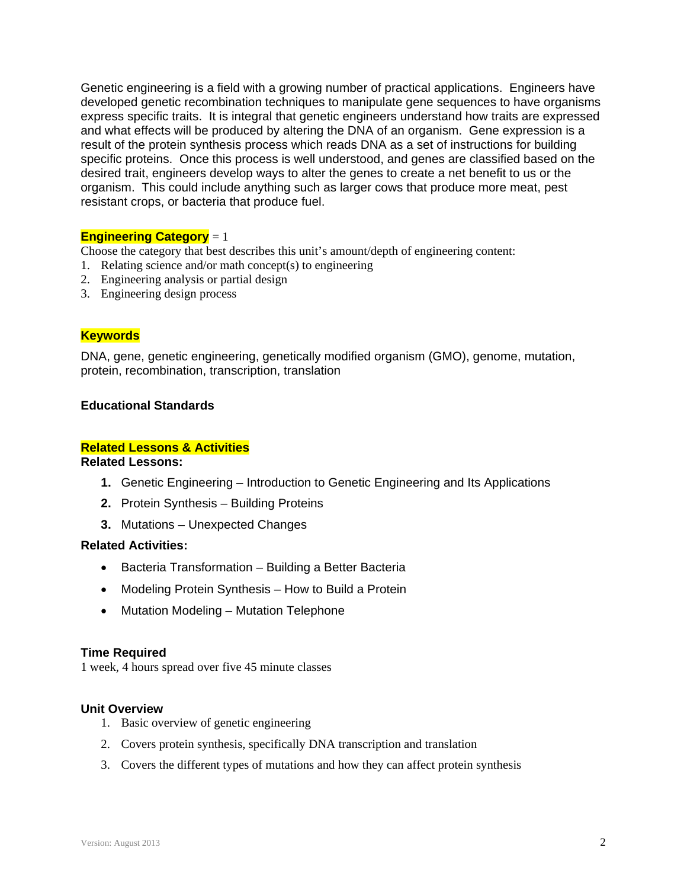Genetic engineering is a field with a growing number of practical applications. Engineers have developed genetic recombination techniques to manipulate gene sequences to have organisms express specific traits. It is integral that genetic engineers understand how traits are expressed and what effects will be produced by altering the DNA of an organism. Gene expression is a result of the protein synthesis process which reads DNA as a set of instructions for building specific proteins. Once this process is well understood, and genes are classified based on the desired trait, engineers develop ways to alter the genes to create a net benefit to us or the organism. This could include anything such as larger cows that produce more meat, pest resistant crops, or bacteria that produce fuel.

**Engineering Category** = 1

Choose the category that best describes this unit's amount/depth of engineering content:

1. Relating science and/or math concept(s) to engineering
2. Engineering analysis or partial design
3. Engineering design process

**Keywords**

DNA, gene, genetic engineering, genetically modified organism (GMO), genome, mutation, protein, recombination, transcription, translation

**Educational Standards**

**Related Lessons & Activities**

**Related Lessons:**

1. Genetic Engineering – Introduction to Genetic Engineering and Its Applications
2. Protein Synthesis – Building Proteins
3. Mutations – Unexpected Changes

**Related Activities:**

- Bacteria Transformation – Building a Better Bacteria
- Modeling Protein Synthesis – How to Build a Protein
- Mutation Modeling – Mutation Telephone

**Time Required**

1 week, 4 hours spread over five 45 minute classes

**Unit Overview**

1. Basic overview of genetic engineering
2. Covers protein synthesis, specifically DNA transcription and translation
3. Covers the different types of mutations and how they can affect protein synthesis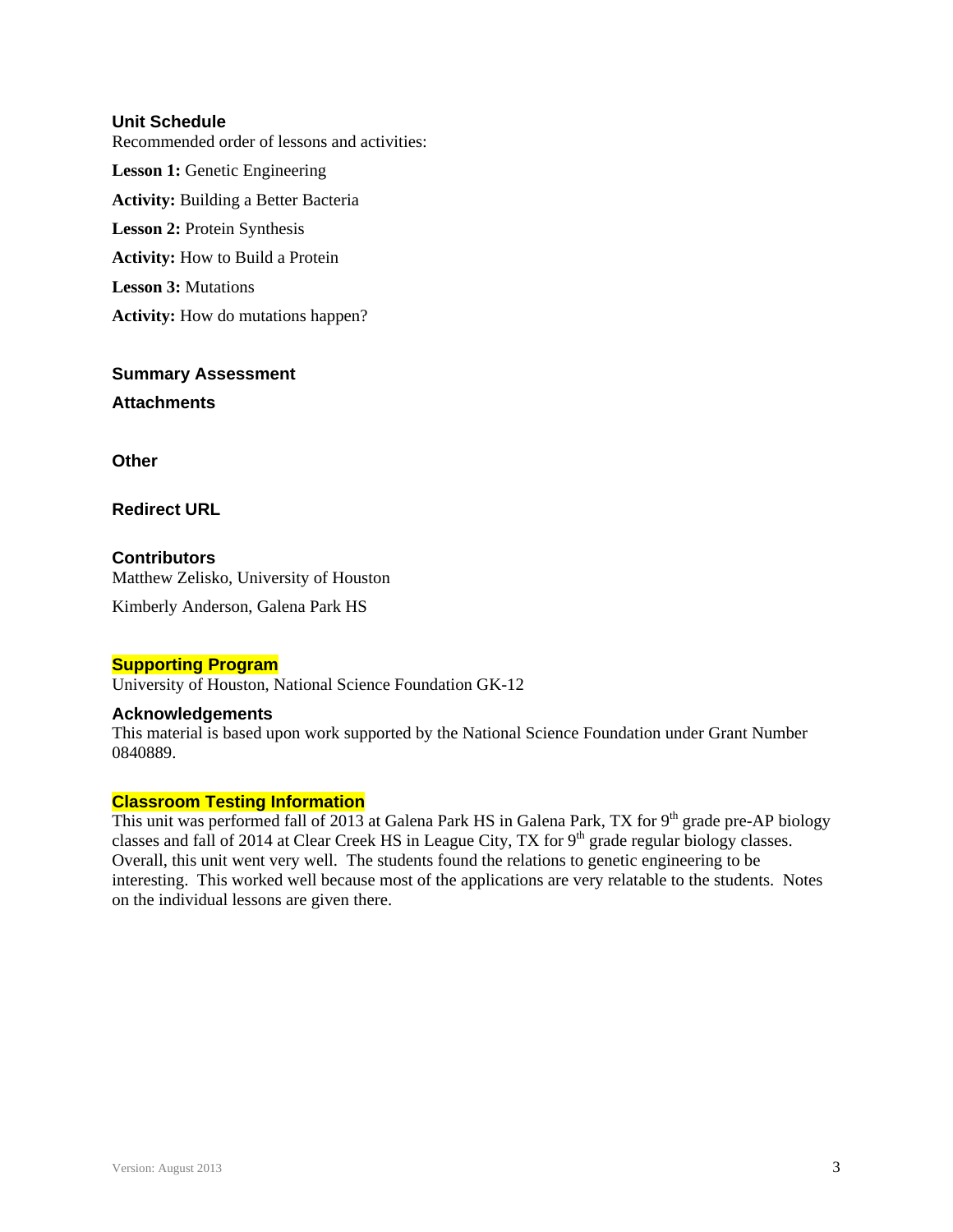### Unit Schedule

Recommended order of lessons and activities:

**Lesson 1:** Genetic Engineering

**Activity:** Building a Better Bacteria

**Lesson 2:** Protein Synthesis

**Activity:** How to Build a Protein

**Lesson 3:** Mutations

**Activity:** How do mutations happen?

### Summary Assessment

### Attachments

### Other

### Redirect URL

### Contributors

Matthew Zelisko, University of Houston

Kimberly Anderson, Galena Park HS

### Supporting Program

University of Houston, National Science Foundation GK-12

### Acknowledgements

This material is based upon work supported by the National Science Foundation under Grant Number 0840889.

### Classroom Testing Information

This unit was performed fall of 2013 at Galena Park HS in Galena Park, TX for 9th grade pre-AP biology classes and fall of 2014 at Clear Creek HS in League City, TX for 9th grade regular biology classes. Overall, this unit went very well. The students found the relations to genetic engineering to be interesting. This worked well because most of the applications are very relatable to the students. Notes on the individual lessons are given there.